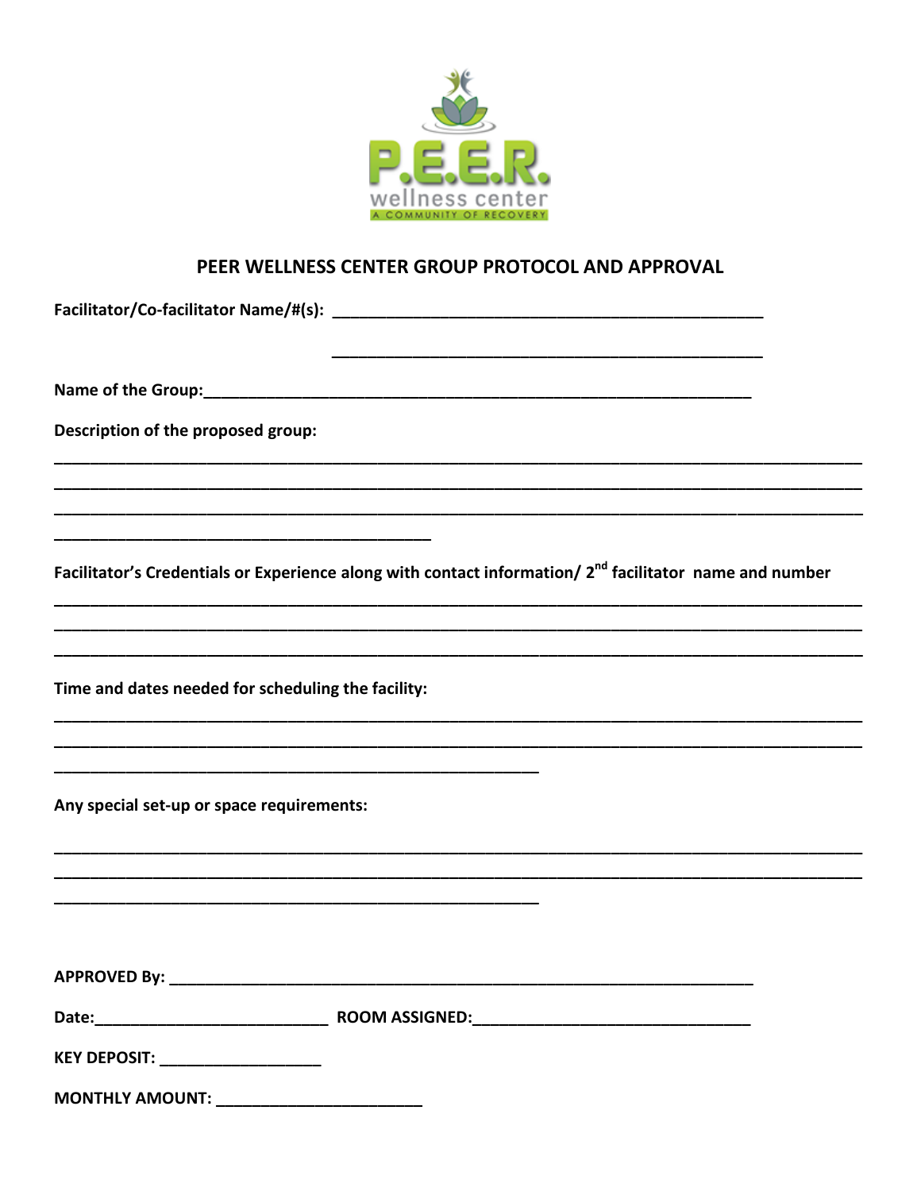P.E.E.R.
wellness center
A COMMUNITY OF RECOVERY

## PEER WELLNESS CENTER GROUP PROTOCOL AND APPROVAL

**Facilitator/Co-facilitator Name/#(s):** ______________________________________________

______________________________________________

**Name of the Group:**__________________________________________________________

**Description of the proposed group:**

____________________________________________________________________________________

____________________________________________________________________________________

____________________________________________________________________________________

________________________________________

**Facilitator's Credentials or Experience along with contact information/ 2nd facilitator name and number**

____________________________________________________________________________________

____________________________________________________________________________________

____________________________________________________________________________________

**Time and dates needed for scheduling the facility:**

____________________________________________________________________________________

____________________________________________________________________________________

____________________________________________________

**Any special set-up or space requirements:**

____________________________________________________________________________________

____________________________________________________________________________________

____________________________________________________

**APPROVED By:** ______________________________________________________________

**Date:**_________________________ **ROOM ASSIGNED:**______________________________

**KEY DEPOSIT:** _________________

**MONTHLY AMOUNT:** ______________________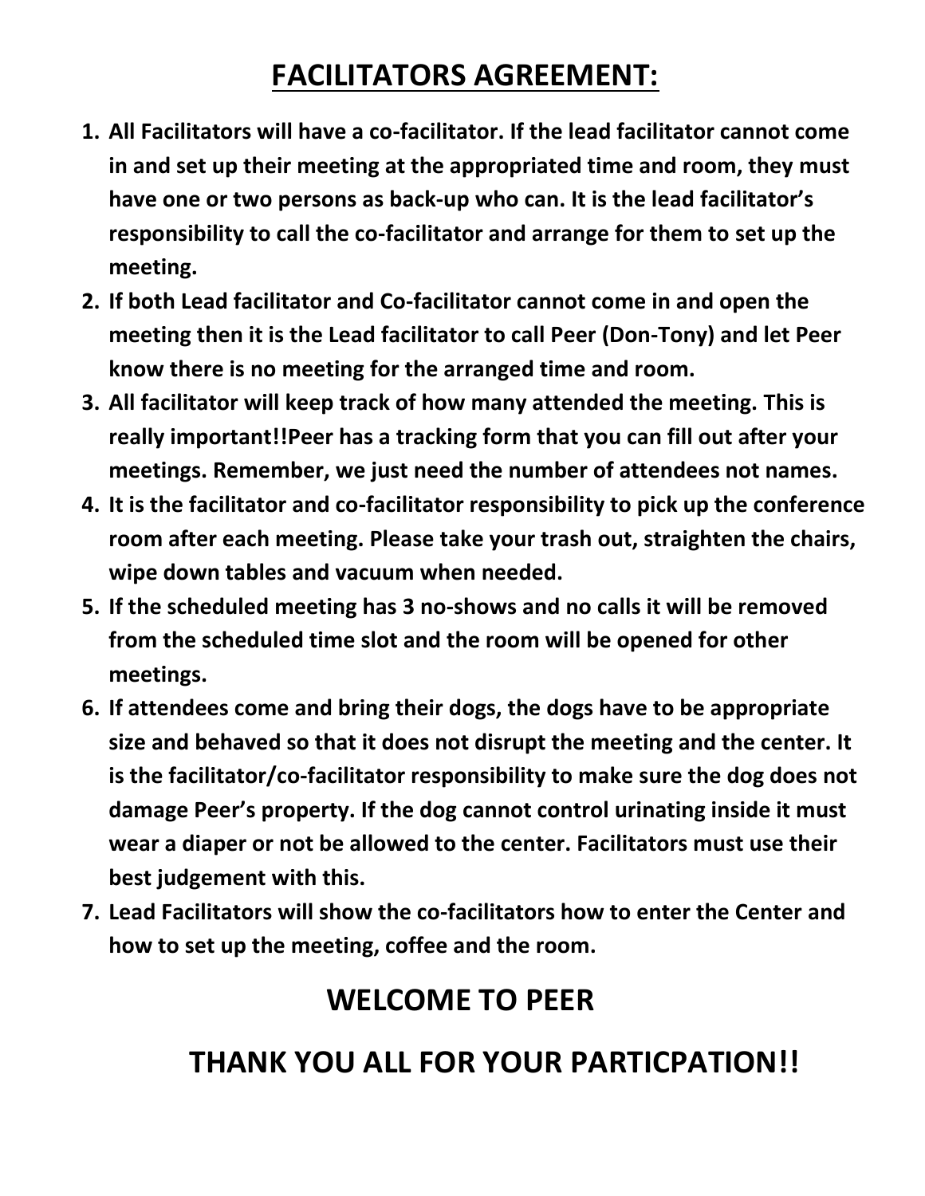# FACILITATORS AGREEMENT:

1. **All Facilitators will have a co-facilitator. If the lead facilitator cannot come in and set up their meeting at the appropriated time and room, they must have one or two persons as back-up who can. It is the lead facilitator's responsibility to call the co-facilitator and arrange for them to set up the meeting.**
2. **If both Lead facilitator and Co-facilitator cannot come in and open the meeting then it is the Lead facilitator to call Peer (Don-Tony) and let Peer know there is no meeting for the arranged time and room.**
3. **All facilitator will keep track of how many attended the meeting. This is really important!!Peer has a tracking form that you can fill out after your meetings. Remember, we just need the number of attendees not names.**
4. **It is the facilitator and co-facilitator responsibility to pick up the conference room after each meeting. Please take your trash out, straighten the chairs, wipe down tables and vacuum when needed.**
5. **If the scheduled meeting has 3 no-shows and no calls it will be removed from the scheduled time slot and the room will be opened for other meetings.**
6. **If attendees come and bring their dogs, the dogs have to be appropriate size and behaved so that it does not disrupt the meeting and the center. It is the facilitator/co-facilitator responsibility to make sure the dog does not damage Peer's property. If the dog cannot control urinating inside it must wear a diaper or not be allowed to the center. Facilitators must use their best judgement with this.**
7. **Lead Facilitators will show the co-facilitators how to enter the Center and how to set up the meeting, coffee and the room.**

## WELCOME TO PEER

## THANK YOU ALL FOR YOUR PARTICPATION!!